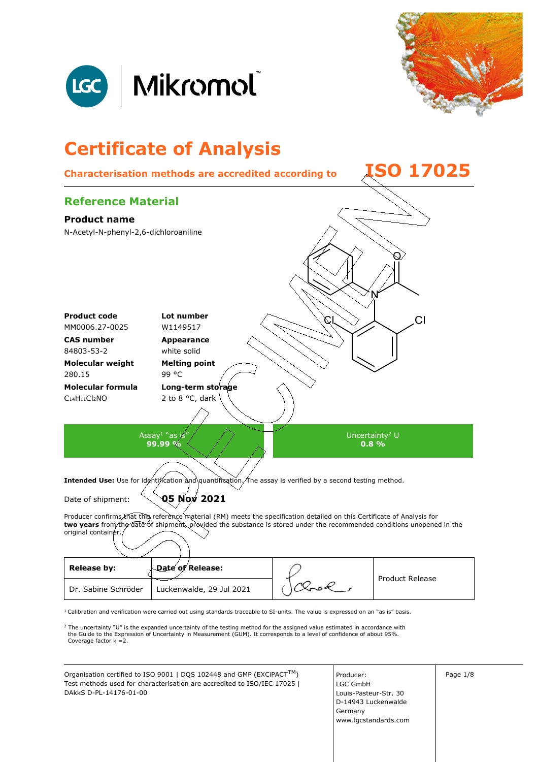LGC | Mikromol™

# Certificate of Analysis

**Characterisation methods are accredited according to ISO 17025**

## Reference Material

### Product name

N-Acetyl-N-phenyl-2,6-dichloroaniline

| | |
|---|---|
| **Product code**<br>MM0006.27-0025 | **Lot number**<br>W1149517 |
| **CAS number**<br>84803-53-2 | **Appearance**<br>white solid |
| **Molecular weight**<br>280.15 | **Melting point**<br>99 °C |
| **Molecular formula**<br>$C_{14}H_{11}Cl_2NO$ | **Long-term storage**<br>2 to 8 °C, dark |

| Assay[1] "as is" | Uncertainty[2] U |
|---|---|
| **99.99 %** | **0.8 %** |

**Intended Use:** Use for identification and quantification. The assay is verified by a second testing method.

Date of shipment: **05 Nov 2021**

Producer confirms that this reference material (RM) meets the specification detailed on this Certificate of Analysis for **two years** from the date of shipment, provided the substance is stored under the recommended conditions unopened in the original container.

| **Release by:** | **Date of Release:** | | Product Release |
|---|---|---|---|
| Dr. Sabine Schröder | Luckenwalde, 29 Jul 2021 | [signature] | |

[1] Calibration and verification were carried out using standards traceable to SI-units. The value is expressed on an "as is" basis.

[2] The uncertainty "U" is the expanded uncertainty of the testing method for the assigned value estimated in accordance with the Guide to the Expression of Uncertainty in Measurement (GUM). It corresponds to a level of confidence of about 95%. Coverage factor k =2.

Organisation certified to ISO 9001 | DQS 102448 and GMP (EXCiPACT™)
Test methods used for characterisation are accredited to ISO/IEC 17025 | DAkkS D-PL-14176-01-00

Producer:
LGC GmbH
Louis-Pasteur-Str. 30
D-14943 Luckenwalde
Germany
www.lgcstandards.com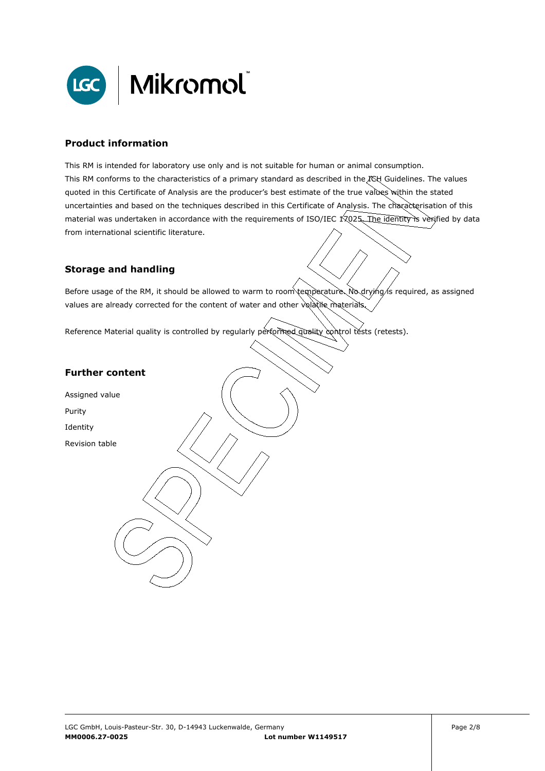## Product information

This RM is intended for laboratory use only and is not suitable for human or animal consumption.
This RM conforms to the characteristics of a primary standard as described in the ICH Guidelines. The values quoted in this Certificate of Analysis are the producer's best estimate of the true values within the stated uncertainties and based on the techniques described in this Certificate of Analysis. The characterisation of this material was undertaken in accordance with the requirements of ISO/IEC 17025. The identity is verified by data from international scientific literature.

## Storage and handling

Before usage of the RM, it should be allowed to warm to room temperature. No drying is required, as assigned values are already corrected for the content of water and other volatile materials.

Reference Material quality is controlled by regularly performed quality control tests (retests).

## Further content

Assigned value

Purity

Identity

Revision table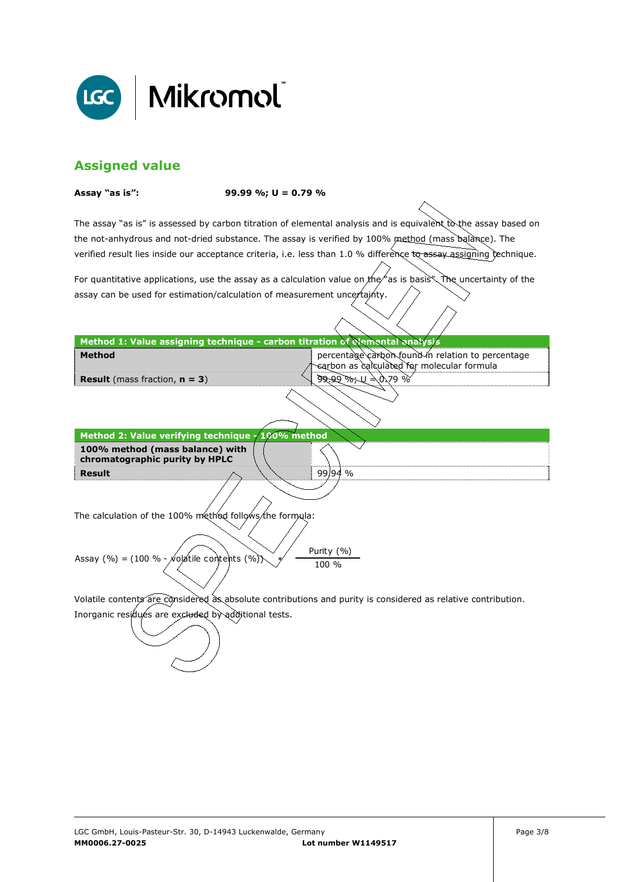## Assigned value

**Assay "as is":** **99.99 %; U = 0.79 %**

The assay "as is" is assessed by carbon titration of elemental analysis and is equivalent to the assay based on the not-anhydrous and not-dried substance. The assay is verified by 100% method (mass balance). The verified result lies inside our acceptance criteria, i.e. less than 1.0 % difference to assay assigning technique.

For quantitative applications, use the assay as a calculation value on the "as is basis". The uncertainty of the assay can be used for estimation/calculation of measurement uncertainty.

| Method 1: Value assigning technique - carbon titration of elemental analysis | |
|---|---|
| **Method** | percentage carbon found in relation to percentage carbon as calculated for molecular formula |
| **Result** (mass fraction, **n = 3**) | 99.99 %; U = 0.79 % |

| Method 2: Value verifying technique - 100% method | |
|---|---|
| **100% method (mass balance) with chromatographic purity by HPLC** | |
| **Result** | 99.94 % |

The calculation of the 100% method follows the formula:

$$\text{Assay (\%)} = (100\ \% - \text{volatile contents (\%)}) * \frac{\text{Purity (\%)}}{100\ \%}$$

Volatile contents are considered as absolute contributions and purity is considered as relative contribution. Inorganic residues are excluded by additional tests.

LGC GmbH, Louis-Pasteur-Str. 30, D-14943 Luckenwalde, Germany
**MM0006.27-0025** **Lot number W1149517**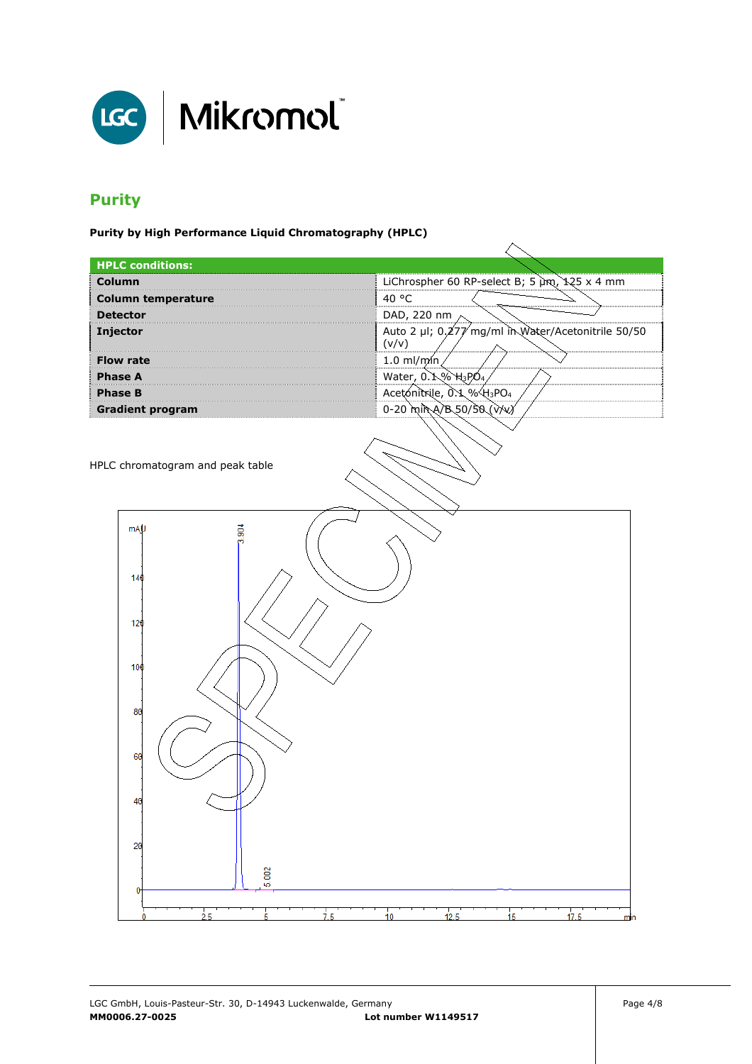## Purity

**Purity by High Performance Liquid Chromatography (HPLC)**

| HPLC conditions: | |
|---|---|
| **Column** | LiChrospher 60 RP-select B; 5 µm, 125 x 4 mm |
| **Column temperature** | 40 °C |
| **Detector** | DAD, 220 nm |
| **Injector** | Auto 2 µl; 0.277 mg/ml in Water/Acetonitrile 50/50 (v/v) |
| **Flow rate** | 1.0 ml/min |
| **Phase A** | Water, 0.1 % $H_3PO_4$ |
| **Phase B** | Acetonitrile, 0.1 % $H_3PO_4$ |
| **Gradient program** | 0-20 min A/B 50/50 (v/v) |

HPLC chromatogram and peak table

mAU

3.904

5.002

140
120
100
80
60
40
20
0

0 2.5 5 7.5 10 12.5 15 17.5 min

SPECIMEN

LGC GmbH, Louis-Pasteur-Str. 30, D-14943 Luckenwalde, Germany
**MM0006.27-0025** **Lot number W1149517**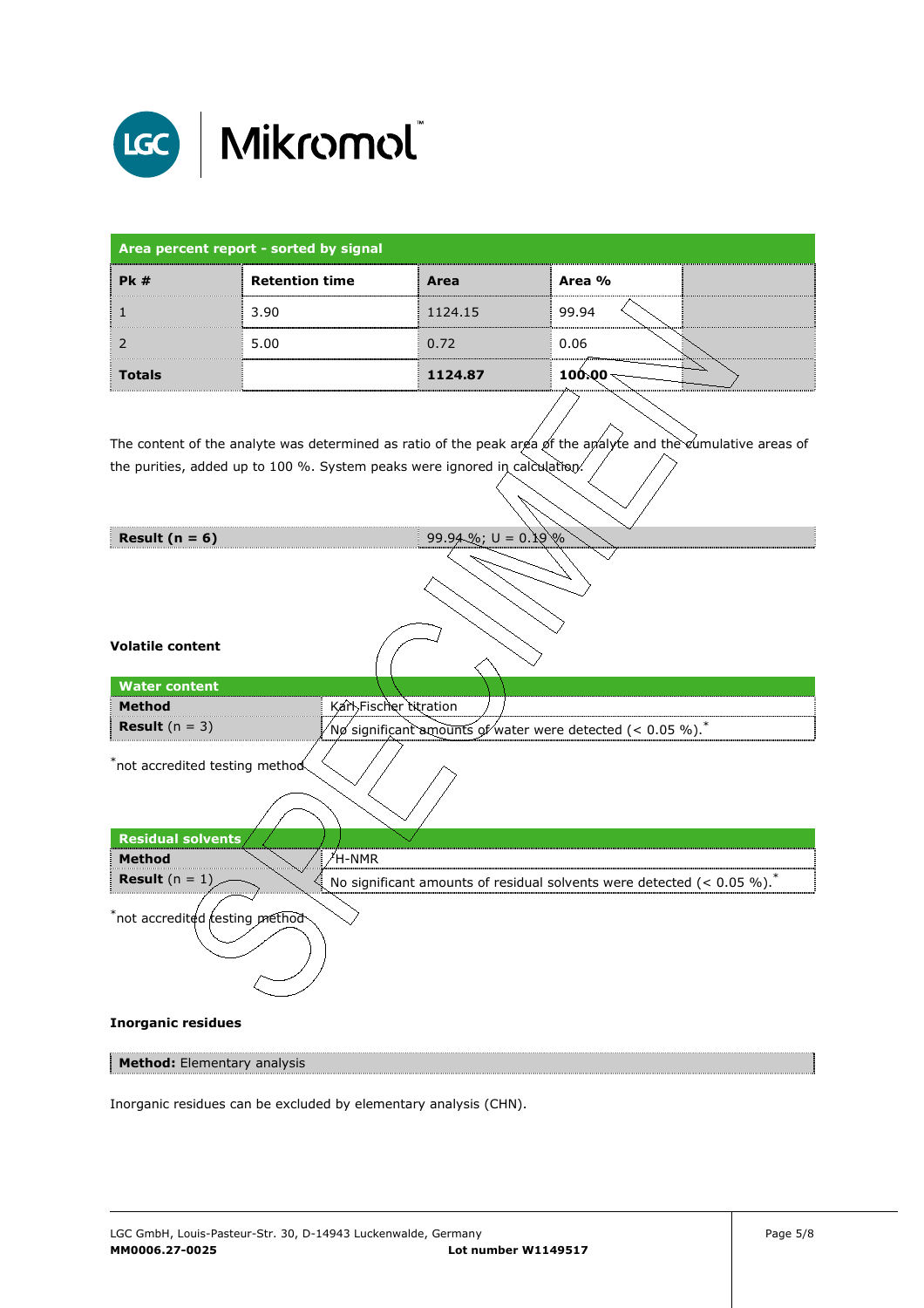| Area percent report - sorted by signal | | | | |
|---|---|---|---|---|
| **Pk #** | **Retention time** | **Area** | **Area %** | |
| 1 | 3.90 | 1124.15 | 99.94 | |
| 2 | 5.00 | 0.72 | 0.06 | |
| **Totals** | | **1124.87** | **100.00** | |

The content of the analyte was determined as ratio of the peak area of the analyte and the cumulative areas of the purities, added up to 100 %. System peaks were ignored in calculation.

| **Result (n = 6)** | 99.94 %; U = 0.19 % |
|---|---|

**Volatile content**

| Water content | |
|---|---|
| **Method** | Karl Fischer titration |
| **Result** (n = 3) | No significant amounts of water were detected (< 0.05 %).* |

*not accredited testing method

| Residual solvents | |
|---|---|
| **Method** | $^1$H-NMR |
| **Result** (n = 1) | No significant amounts of residual solvents were detected (< 0.05 %).* |

*not accredited testing method

**Inorganic residues**

**Method:** Elementary analysis

Inorganic residues can be excluded by elementary analysis (CHN).

LGC GmbH, Louis-Pasteur-Str. 30, D-14943 Luckenwalde, Germany
**MM0006.27-0025** **Lot number W1149517**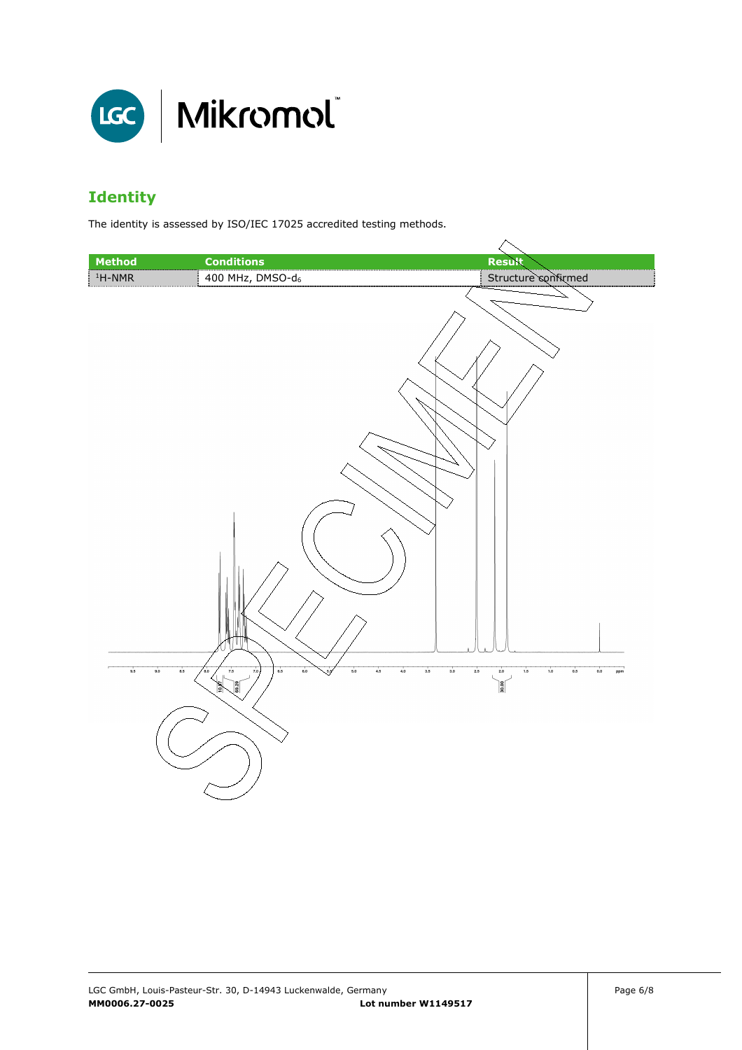## Identity

The identity is assessed by ISO/IEC 17025 accredited testing methods.

| Method | Conditions | Result |
| --- | --- | --- |
| $^1$H-NMR | 400 MHz, DMSO-$d_6$ | Structure confirmed |

SPECIMEN

LGC GmbH, Louis-Pasteur-Str. 30, D-14943 Luckenwalde, Germany
**MM0006.27-0025** **Lot number W1149517**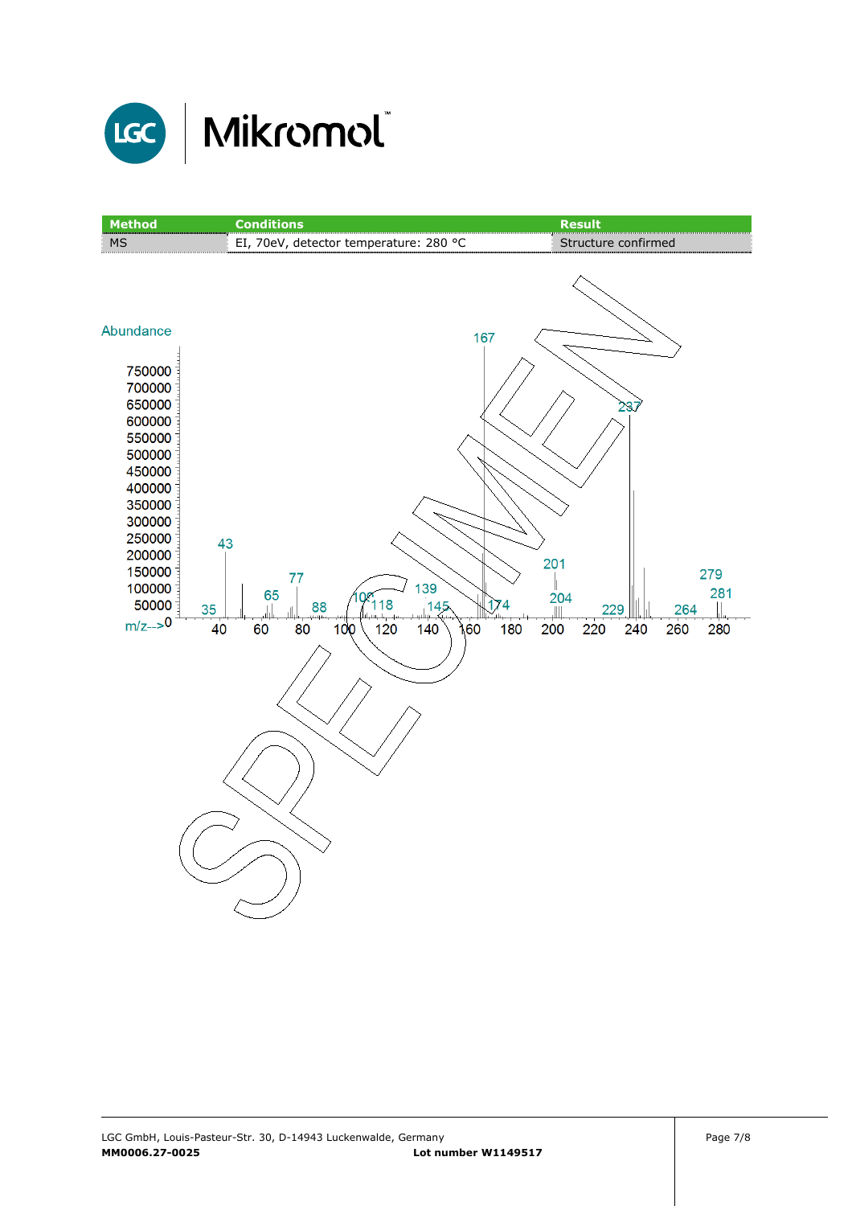| Method | Conditions | Result |
| --- | --- | --- |
| MS | EI, 70eV, detector temperature: 280 °C | Structure confirmed |

Abundance

750000
700000
650000
600000
550000
500000
450000
400000
350000
300000
250000
200000
150000
100000
50000
0

m/z-->

40 60 80 100 120 140 160 180 200 220 240 260 280

Peaks labelled: 35, 43, 65, 77, 88, 109, 118, 139, 145, 167, 174, 201, 204, 229, 237, 264, 279, 281

SPECIMEN

LGC GmbH, Louis-Pasteur-Str. 30, D-14943 Luckenwalde, Germany

**MM0006.27-0025** **Lot number W1149517**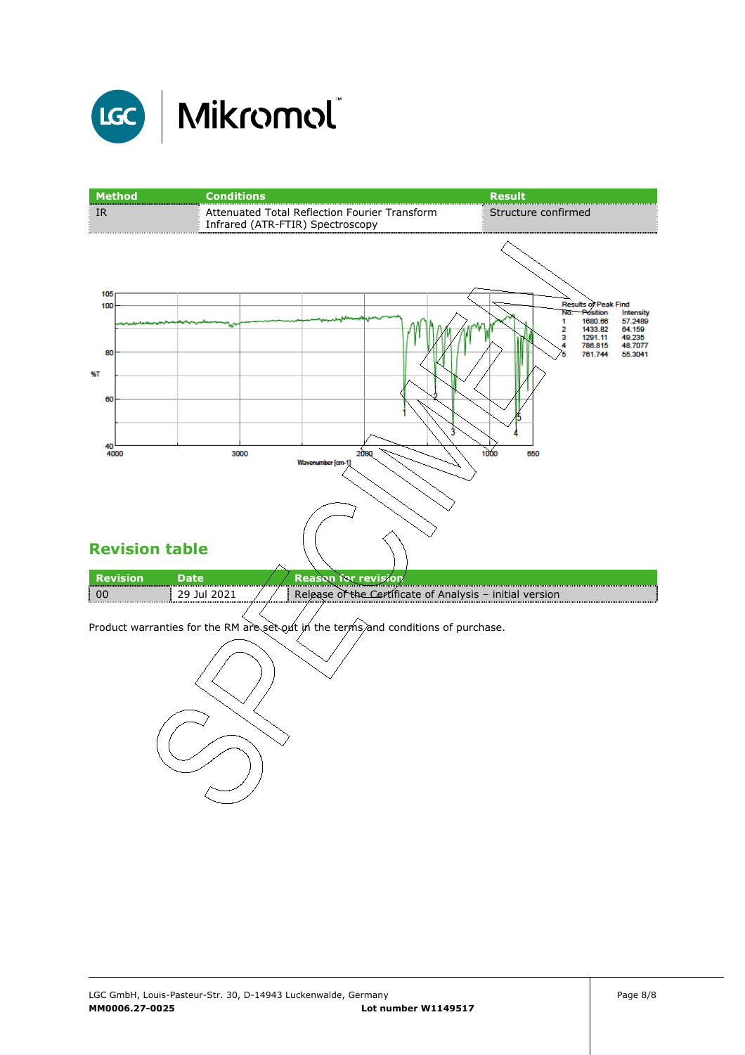| Method | Conditions | Result |
|---|---|---|
| IR | Attenuated Total Reflection Fourier Transform Infrared (ATR-FTIR) Spectroscopy | Structure confirmed |

105
100
80
%T
60
40
4000
3000
2000
1000
650
Wavenumber [cm-1]

1 2 3 4 5

Results of Peak Find

| No. | Position | Intensity |
|---|---|---|
| 1 | 1680.66 | 57.2489 |
| 2 | 1433.82 | 64.159 |
| 3 | 1291.11 | 49.235 |
| 4 | 786.815 | 48.7077 |
| 5 | 761.744 | 55.3041 |

SPECIMEN

## Revision table

| Revision | Date | Reason for revision |
|---|---|---|
| 00 | 29 Jul 2021 | Release of the Certificate of Analysis – initial version |

Product warranties for the RM are set out in the terms and conditions of purchase.

LGC GmbH, Louis-Pasteur-Str. 30, D-14943 Luckenwalde, Germany
**MM0006.27-0025** **Lot number W1149517**